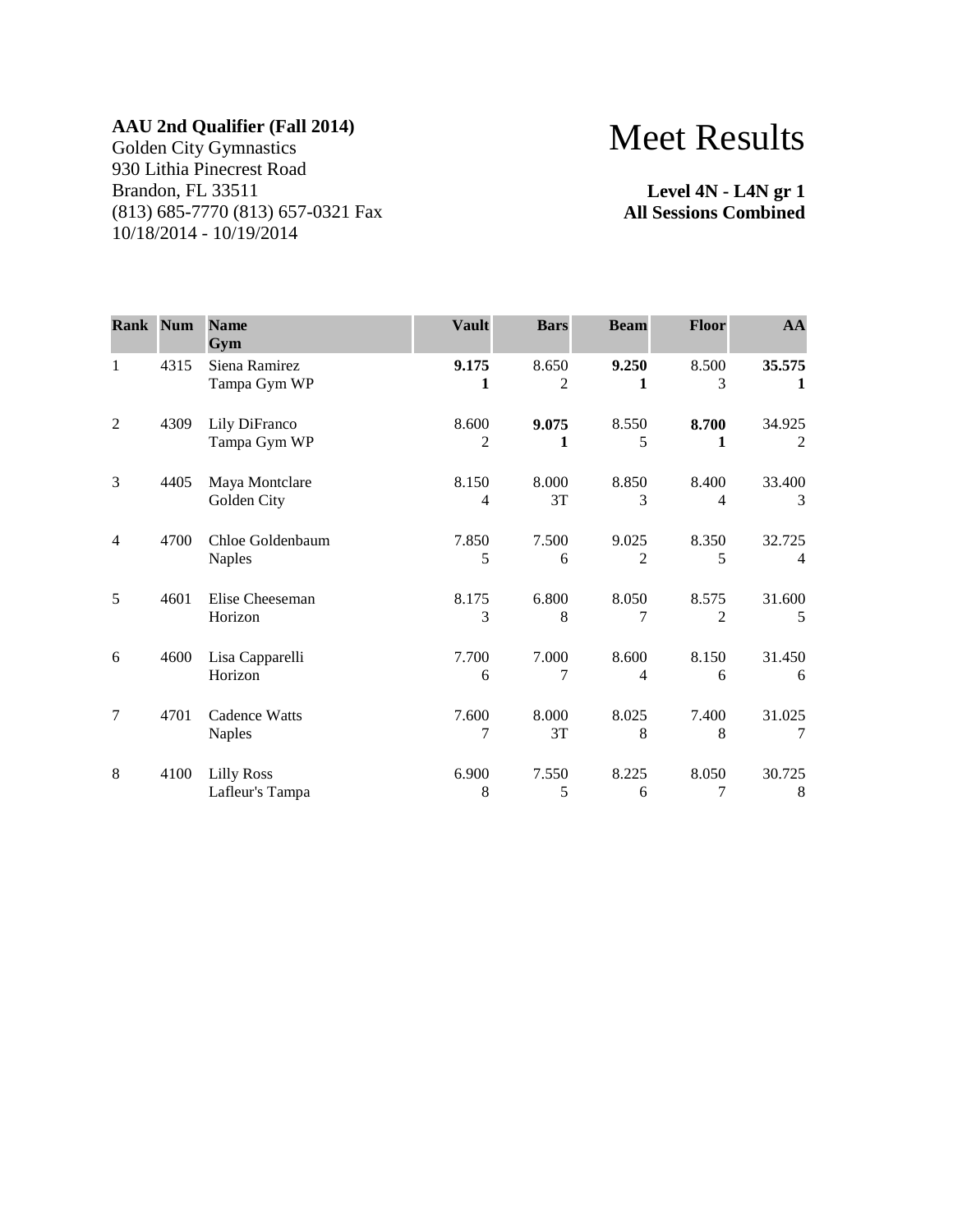**AAU 2nd Qualifier (Fall 2014)**
Golden City Gymnastics
930 Lithia Pinecrest Road
Brandon, FL 33511
(813) 685-7770 (813) 657-0321 Fax
10/18/2014 - 10/19/2014

# Meet Results

**Level 4N - L4N gr 1**
**All Sessions Combined**

| Rank | Num | Name<br>Gym | Vault | Bars | Beam | Floor | AA |
|---|---|---|---|---|---|---|---|
| 1 | 4315 | Siena Ramirez<br>Tampa Gym WP | **9.175**<br>**1** | 8.650<br>2 | **9.250**<br>**1** | 8.500<br>3 | **35.575**<br>**1** |
| 2 | 4309 | Lily DiFranco<br>Tampa Gym WP | 8.600<br>2 | **9.075**<br>**1** | 8.550<br>5 | **8.700**<br>**1** | 34.925<br>2 |
| 3 | 4405 | Maya Montclare<br>Golden City | 8.150<br>4 | 8.000<br>3T | 8.850<br>3 | 8.400<br>4 | 33.400<br>3 |
| 4 | 4700 | Chloe Goldenbaum<br>Naples | 7.850<br>5 | 7.500<br>6 | 9.025<br>2 | 8.350<br>5 | 32.725<br>4 |
| 5 | 4601 | Elise Cheeseman<br>Horizon | 8.175<br>3 | 6.800<br>8 | 8.050<br>7 | 8.575<br>2 | 31.600<br>5 |
| 6 | 4600 | Lisa Capparelli<br>Horizon | 7.700<br>6 | 7.000<br>7 | 8.600<br>4 | 8.150<br>6 | 31.450<br>6 |
| 7 | 4701 | Cadence Watts<br>Naples | 7.600<br>7 | 8.000<br>3T | 8.025<br>8 | 7.400<br>8 | 31.025<br>7 |
| 8 | 4100 | Lilly Ross<br>Lafleur's Tampa | 6.900<br>8 | 7.550<br>5 | 8.225<br>6 | 8.050<br>7 | 30.725<br>8 |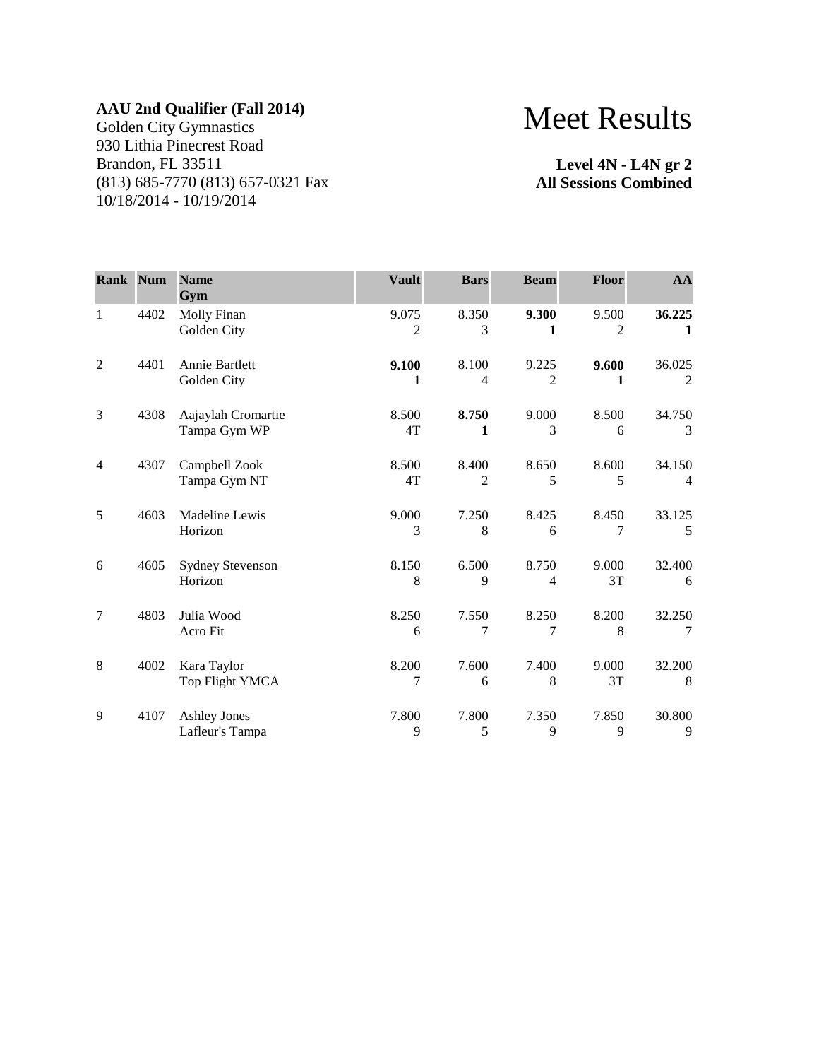**AAU 2nd Qualifier (Fall 2014)**
Golden City Gymnastics
930 Lithia Pinecrest Road
Brandon, FL 33511
(813) 685-7770 (813) 657-0321 Fax
10/18/2014 - 10/19/2014

# Meet Results

**Level 4N - L4N gr 2**
**All Sessions Combined**

| Rank | Num | Name<br>Gym | Vault | Bars | Beam | Floor | AA |
|---|---|---|---|---|---|---|---|
| 1 | 4402 | Molly Finan<br>Golden City | 9.075<br>2 | 8.350<br>3 | **9.300**<br>**1** | 9.500<br>2 | **36.225**<br>**1** |
| 2 | 4401 | Annie Bartlett<br>Golden City | **9.100**<br>**1** | 8.100<br>4 | 9.225<br>2 | **9.600**<br>**1** | 36.025<br>2 |
| 3 | 4308 | Aajaylah Cromartie<br>Tampa Gym WP | 8.500<br>4T | **8.750**<br>**1** | 9.000<br>3 | 8.500<br>6 | 34.750<br>3 |
| 4 | 4307 | Campbell Zook<br>Tampa Gym NT | 8.500<br>4T | 8.400<br>2 | 8.650<br>5 | 8.600<br>5 | 34.150<br>4 |
| 5 | 4603 | Madeline Lewis<br>Horizon | 9.000<br>3 | 7.250<br>8 | 8.425<br>6 | 8.450<br>7 | 33.125<br>5 |
| 6 | 4605 | Sydney Stevenson<br>Horizon | 8.150<br>8 | 6.500<br>9 | 8.750<br>4 | 9.000<br>3T | 32.400<br>6 |
| 7 | 4803 | Julia Wood<br>Acro Fit | 8.250<br>6 | 7.550<br>7 | 8.250<br>7 | 8.200<br>8 | 32.250<br>7 |
| 8 | 4002 | Kara Taylor<br>Top Flight YMCA | 8.200<br>7 | 7.600<br>6 | 7.400<br>8 | 9.000<br>3T | 32.200<br>8 |
| 9 | 4107 | Ashley Jones<br>Lafleur's Tampa | 7.800<br>9 | 7.800<br>5 | 7.350<br>9 | 7.850<br>9 | 30.800<br>9 |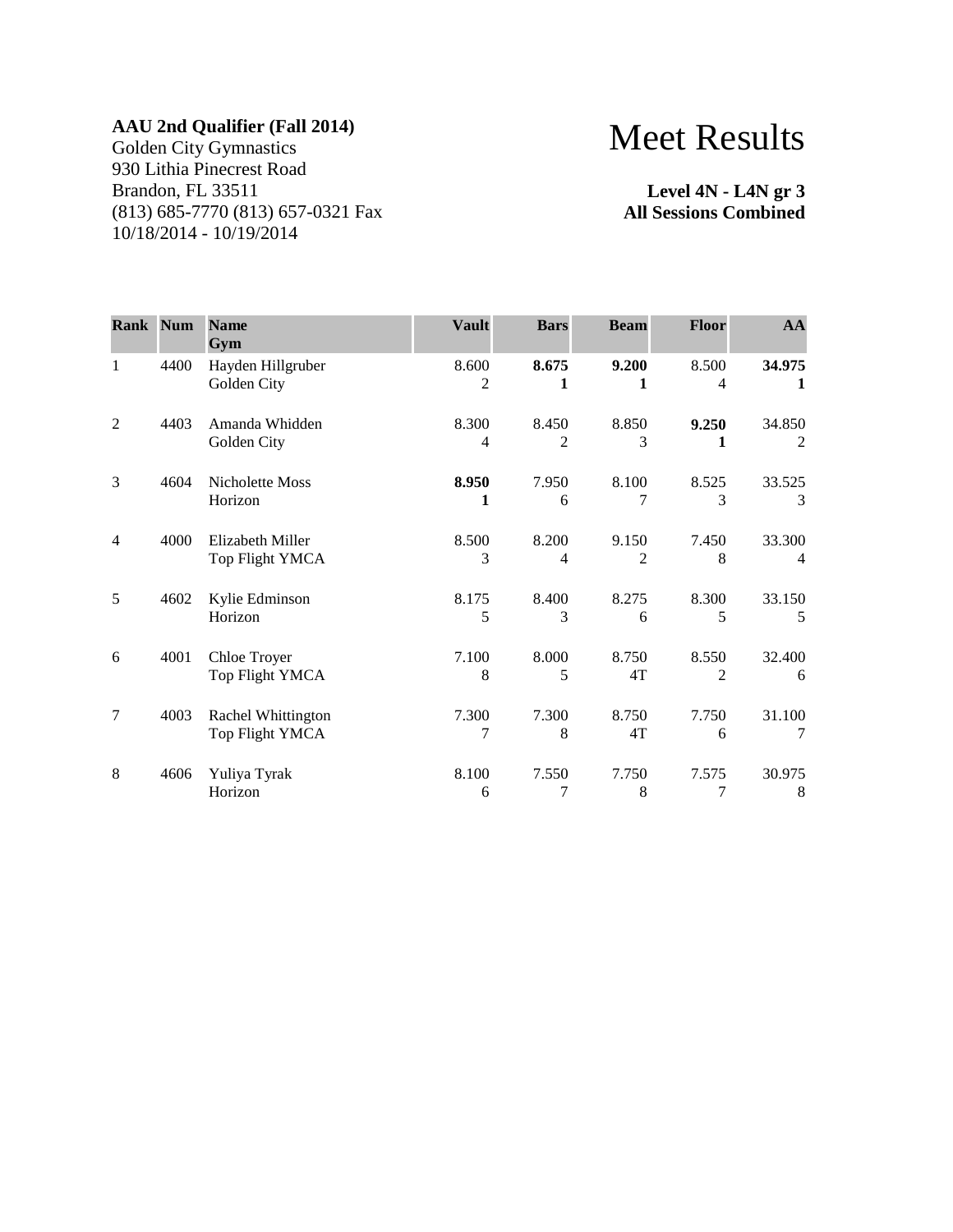**AAU 2nd Qualifier (Fall 2014)**
Golden City Gymnastics
930 Lithia Pinecrest Road
Brandon, FL 33511
(813) 685-7770 (813) 657-0321 Fax
10/18/2014 - 10/19/2014

# Meet Results

**Level 4N - L4N gr 3**
**All Sessions Combined**

| Rank | Num | Name<br>Gym | Vault | Bars | Beam | Floor | AA |
|---|---|---|---|---|---|---|---|
| 1 | 4400 | Hayden Hillgruber<br>Golden City | 8.600<br>2 | **8.675**<br>**1** | **9.200**<br>**1** | 8.500<br>4 | **34.975**<br>**1** |
| 2 | 4403 | Amanda Whidden<br>Golden City | 8.300<br>4 | 8.450<br>2 | 8.850<br>3 | **9.250**<br>**1** | 34.850<br>2 |
| 3 | 4604 | Nicholette Moss<br>Horizon | **8.950**<br>**1** | 7.950<br>6 | 8.100<br>7 | 8.525<br>3 | 33.525<br>3 |
| 4 | 4000 | Elizabeth Miller<br>Top Flight YMCA | 8.500<br>3 | 8.200<br>4 | 9.150<br>2 | 7.450<br>8 | 33.300<br>4 |
| 5 | 4602 | Kylie Edminson<br>Horizon | 8.175<br>5 | 8.400<br>3 | 8.275<br>6 | 8.300<br>5 | 33.150<br>5 |
| 6 | 4001 | Chloe Troyer<br>Top Flight YMCA | 7.100<br>8 | 8.000<br>5 | 8.750<br>4T | 8.550<br>2 | 32.400<br>6 |
| 7 | 4003 | Rachel Whittington<br>Top Flight YMCA | 7.300<br>7 | 7.300<br>8 | 8.750<br>4T | 7.750<br>6 | 31.100<br>7 |
| 8 | 4606 | Yuliya Tyrak<br>Horizon | 8.100<br>6 | 7.550<br>7 | 7.750<br>8 | 7.575<br>7 | 30.975<br>8 |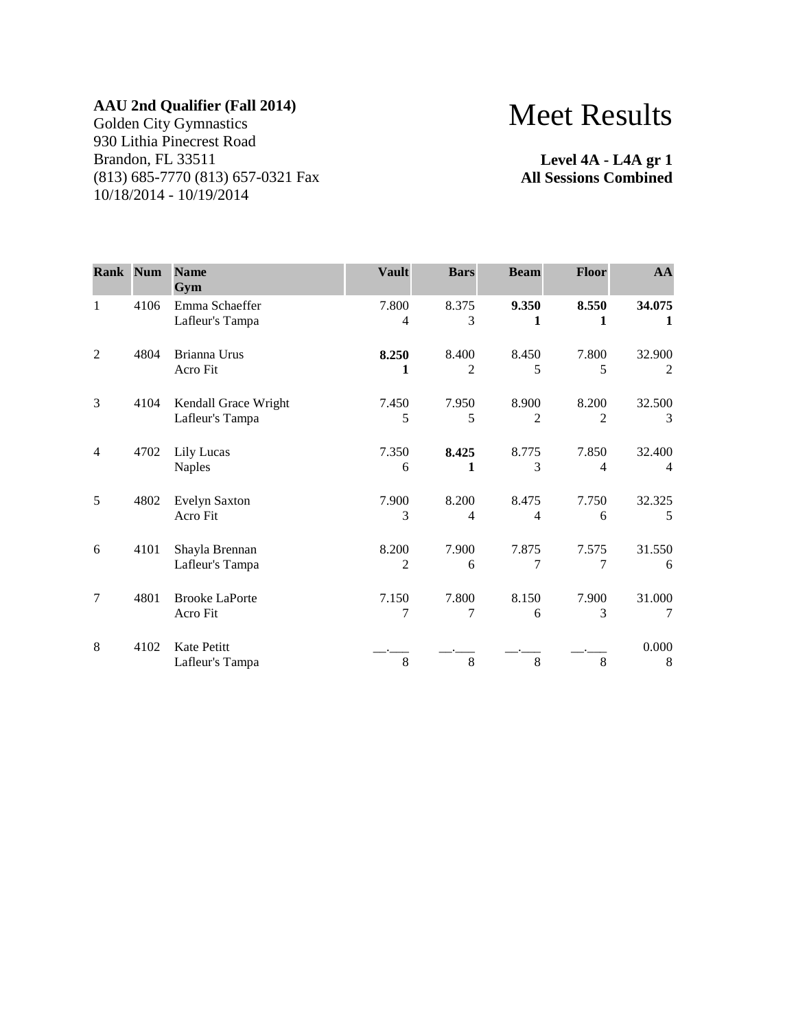**AAU 2nd Qualifier (Fall 2014)**
Golden City Gymnastics
930 Lithia Pinecrest Road
Brandon, FL 33511
(813) 685-7770 (813) 657-0321 Fax
10/18/2014 - 10/19/2014

# Meet Results

**Level 4A - L4A gr 1**
**All Sessions Combined**

| Rank | Num | Name<br>Gym | Vault | Bars | Beam | Floor | AA |
|---|---|---|---|---|---|---|---|
| 1 | 4106 | Emma Schaeffer<br>Lafleur's Tampa | 7.800<br>4 | 8.375<br>3 | **9.350**<br>**1** | **8.550**<br>**1** | **34.075**<br>**1** |
| 2 | 4804 | Brianna Urus<br>Acro Fit | **8.250**<br>**1** | 8.400<br>2 | 8.450<br>5 | 7.800<br>5 | 32.900<br>2 |
| 3 | 4104 | Kendall Grace Wright<br>Lafleur's Tampa | 7.450<br>5 | 7.950<br>5 | 8.900<br>2 | 8.200<br>2 | 32.500<br>3 |
| 4 | 4702 | Lily Lucas<br>Naples | 7.350<br>6 | **8.425**<br>**1** | 8.775<br>3 | 7.850<br>4 | 32.400<br>4 |
| 5 | 4802 | Evelyn Saxton<br>Acro Fit | 7.900<br>3 | 8.200<br>4 | 8.475<br>4 | 7.750<br>6 | 32.325<br>5 |
| 6 | 4101 | Shayla Brennan<br>Lafleur's Tampa | 8.200<br>2 | 7.900<br>6 | 7.875<br>7 | 7.575<br>7 | 31.550<br>6 |
| 7 | 4801 | Brooke LaPorte<br>Acro Fit | 7.150<br>7 | 7.800<br>7 | 8.150<br>6 | 7.900<br>3 | 31.000<br>7 |
| 8 | 4102 | Kate Petitt<br>Lafleur's Tampa | __.___<br>8 | __.___<br>8 | __.___<br>8 | __.___<br>8 | 0.000<br>8 |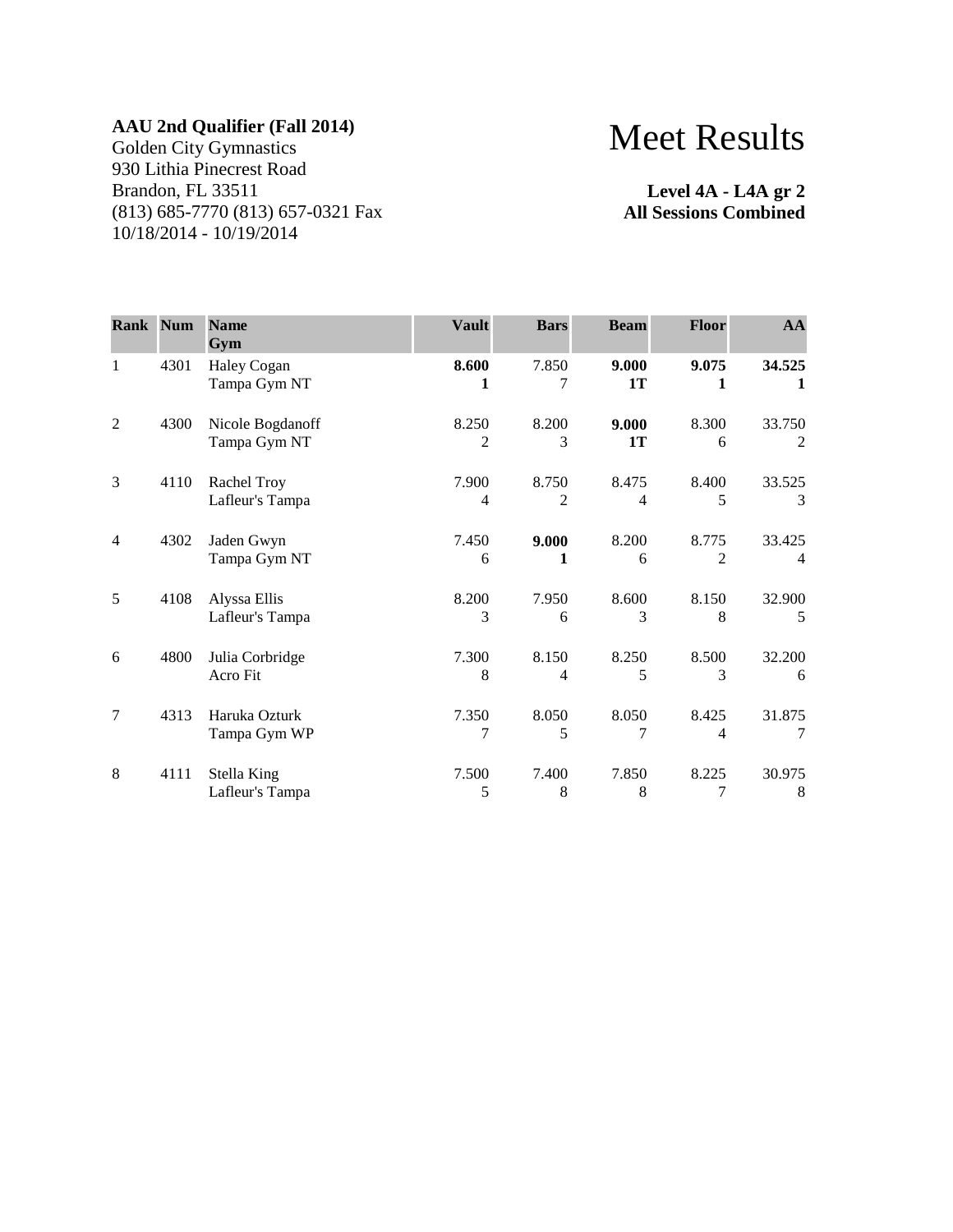**AAU 2nd Qualifier (Fall 2014)**
Golden City Gymnastics
930 Lithia Pinecrest Road
Brandon, FL 33511
(813) 685-7770 (813) 657-0321 Fax
10/18/2014 - 10/19/2014

# Meet Results

**Level 4A - L4A gr 2**
**All Sessions Combined**

| Rank | Num | Name<br>Gym | Vault | Bars | Beam | Floor | AA |
|---|---|---|---|---|---|---|---|
| 1 | 4301 | Haley Cogan<br>Tampa Gym NT | **8.600**<br>**1** | 7.850<br>7 | **9.000**<br>**1T** | **9.075**<br>**1** | **34.525**<br>**1** |
| 2 | 4300 | Nicole Bogdanoff<br>Tampa Gym NT | 8.250<br>2 | 8.200<br>3 | **9.000**<br>**1T** | 8.300<br>6 | 33.750<br>2 |
| 3 | 4110 | Rachel Troy<br>Lafleur's Tampa | 7.900<br>4 | 8.750<br>2 | 8.475<br>4 | 8.400<br>5 | 33.525<br>3 |
| 4 | 4302 | Jaden Gwyn<br>Tampa Gym NT | 7.450<br>6 | **9.000**<br>**1** | 8.200<br>6 | 8.775<br>2 | 33.425<br>4 |
| 5 | 4108 | Alyssa Ellis<br>Lafleur's Tampa | 8.200<br>3 | 7.950<br>6 | 8.600<br>3 | 8.150<br>8 | 32.900<br>5 |
| 6 | 4800 | Julia Corbridge<br>Acro Fit | 7.300<br>8 | 8.150<br>4 | 8.250<br>5 | 8.500<br>3 | 32.200<br>6 |
| 7 | 4313 | Haruka Ozturk<br>Tampa Gym WP | 7.350<br>7 | 8.050<br>5 | 8.050<br>7 | 8.425<br>4 | 31.875<br>7 |
| 8 | 4111 | Stella King<br>Lafleur's Tampa | 7.500<br>5 | 7.400<br>8 | 7.850<br>8 | 8.225<br>7 | 30.975<br>8 |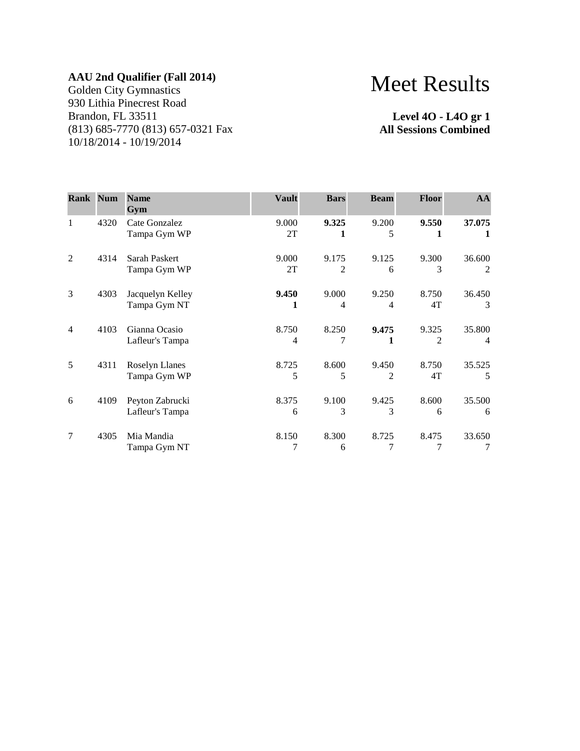**AAU 2nd Qualifier (Fall 2014)**
Golden City Gymnastics
930 Lithia Pinecrest Road
Brandon, FL 33511
(813) 685-7770 (813) 657-0321 Fax
10/18/2014 - 10/19/2014

# Meet Results

**Level 4O - L4O gr 1**
**All Sessions Combined**

| Rank | Num | Name<br>Gym | Vault | Bars | Beam | Floor | AA |
|---|---|---|---|---|---|---|---|
| 1 | 4320 | Cate Gonzalez<br>Tampa Gym WP | 9.000<br>2T | **9.325**<br>**1** | 9.200<br>5 | **9.550**<br>**1** | **37.075**<br>**1** |
| 2 | 4314 | Sarah Paskert<br>Tampa Gym WP | 9.000<br>2T | 9.175<br>2 | 9.125<br>6 | 9.300<br>3 | 36.600<br>2 |
| 3 | 4303 | Jacquelyn Kelley<br>Tampa Gym NT | **9.450**<br>**1** | 9.000<br>4 | 9.250<br>4 | 8.750<br>4T | 36.450<br>3 |
| 4 | 4103 | Gianna Ocasio<br>Lafleur's Tampa | 8.750<br>4 | 8.250<br>7 | **9.475**<br>**1** | 9.325<br>2 | 35.800<br>4 |
| 5 | 4311 | Roselyn Llanes<br>Tampa Gym WP | 8.725<br>5 | 8.600<br>5 | 9.450<br>2 | 8.750<br>4T | 35.525<br>5 |
| 6 | 4109 | Peyton Zabrucki<br>Lafleur's Tampa | 8.375<br>6 | 9.100<br>3 | 9.425<br>3 | 8.600<br>6 | 35.500<br>6 |
| 7 | 4305 | Mia Mandia<br>Tampa Gym NT | 8.150<br>7 | 8.300<br>6 | 8.725<br>7 | 8.475<br>7 | 33.650<br>7 |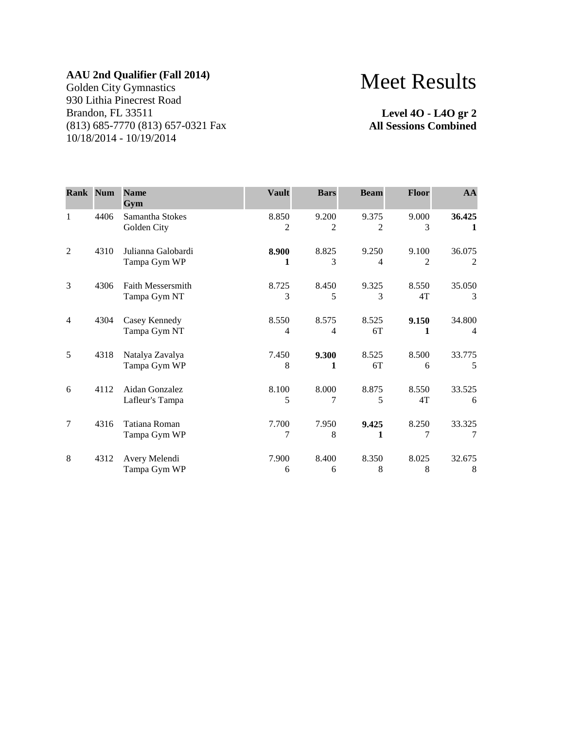**AAU 2nd Qualifier (Fall 2014)**
Golden City Gymnastics
930 Lithia Pinecrest Road
Brandon, FL 33511
(813) 685-7770 (813) 657-0321 Fax
10/18/2014 - 10/19/2014

# Meet Results

**Level 4O - L4O gr 2**
**All Sessions Combined**

| Rank | Num | Name<br>Gym | Vault | Bars | Beam | Floor | AA |
|---|---|---|---|---|---|---|---|
| 1 | 4406 | Samantha Stokes<br>Golden City | 8.850<br>2 | 9.200<br>2 | 9.375<br>2 | 9.000<br>3 | **36.425**<br>**1** |
| 2 | 4310 | Julianna Galobardi<br>Tampa Gym WP | **8.900**<br>**1** | 8.825<br>3 | 9.250<br>4 | 9.100<br>2 | 36.075<br>2 |
| 3 | 4306 | Faith Messersmith<br>Tampa Gym NT | 8.725<br>3 | 8.450<br>5 | 9.325<br>3 | 8.550<br>4T | 35.050<br>3 |
| 4 | 4304 | Casey Kennedy<br>Tampa Gym NT | 8.550<br>4 | 8.575<br>4 | 8.525<br>6T | **9.150**<br>**1** | 34.800<br>4 |
| 5 | 4318 | Natalya Zavalya<br>Tampa Gym WP | 7.450<br>8 | **9.300**<br>**1** | 8.525<br>6T | 8.500<br>6 | 33.775<br>5 |
| 6 | 4112 | Aidan Gonzalez<br>Lafleur's Tampa | 8.100<br>5 | 8.000<br>7 | 8.875<br>5 | 8.550<br>4T | 33.525<br>6 |
| 7 | 4316 | Tatiana Roman<br>Tampa Gym WP | 7.700<br>7 | 7.950<br>8 | **9.425**<br>**1** | 8.250<br>7 | 33.325<br>7 |
| 8 | 4312 | Avery Melendi<br>Tampa Gym WP | 7.900<br>6 | 8.400<br>6 | 8.350<br>8 | 8.025<br>8 | 32.675<br>8 |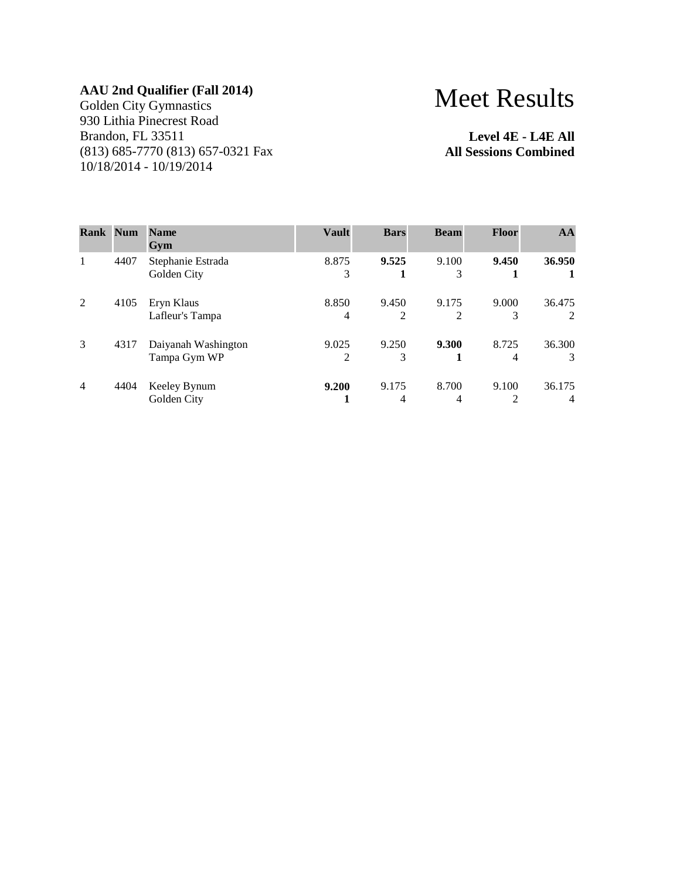**AAU 2nd Qualifier (Fall 2014)**
Golden City Gymnastics
930 Lithia Pinecrest Road
Brandon, FL 33511
(813) 685-7770 (813) 657-0321 Fax
10/18/2014 - 10/19/2014

# Meet Results

**Level 4E - L4E All**
**All Sessions Combined**

| Rank | Num | Name<br>Gym | Vault | Bars | Beam | Floor | AA |
|---|---|---|---|---|---|---|---|
| 1 | 4407 | Stephanie Estrada<br>Golden City | 8.875<br>3 | **9.525**<br>**1** | 9.100<br>3 | **9.450**<br>**1** | **36.950**<br>**1** |
| 2 | 4105 | Eryn Klaus<br>Lafleur's Tampa | 8.850<br>4 | 9.450<br>2 | 9.175<br>2 | 9.000<br>3 | 36.475<br>2 |
| 3 | 4317 | Daiyanah Washington<br>Tampa Gym WP | 9.025<br>2 | 9.250<br>3 | **9.300**<br>**1** | 8.725<br>4 | 36.300<br>3 |
| 4 | 4404 | Keeley Bynum<br>Golden City | **9.200**<br>**1** | 9.175<br>4 | 8.700<br>4 | 9.100<br>2 | 36.175<br>4 |